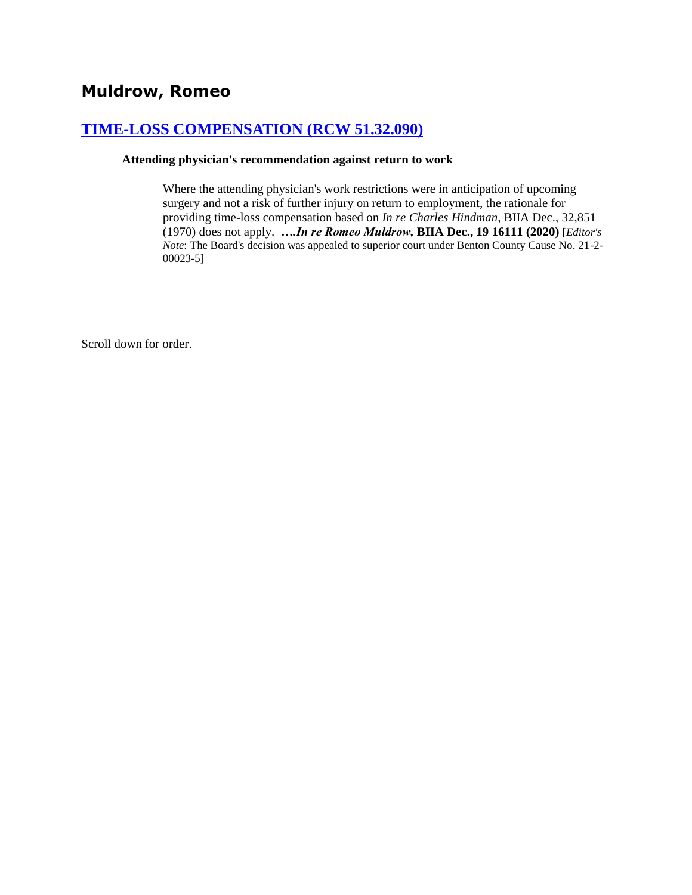## Muldrow, Romeo

### [TIME-LOSS COMPENSATION (RCW 51.32.090)]

**Attending physician's recommendation against return to work**

> Where the attending physician's work restrictions were in anticipation of upcoming surgery and not a risk of further injury on return to employment, the rationale for providing time-loss compensation based on *In re Charles Hindman*, BIIA Dec., 32,851 (1970) does not apply. ***….In re Romeo Muldrow,* BIIA Dec., 19 16111 (2020)** [*Editor's Note*: The Board's decision was appealed to superior court under Benton County Cause No. 21-2-00023-5]

Scroll down for order.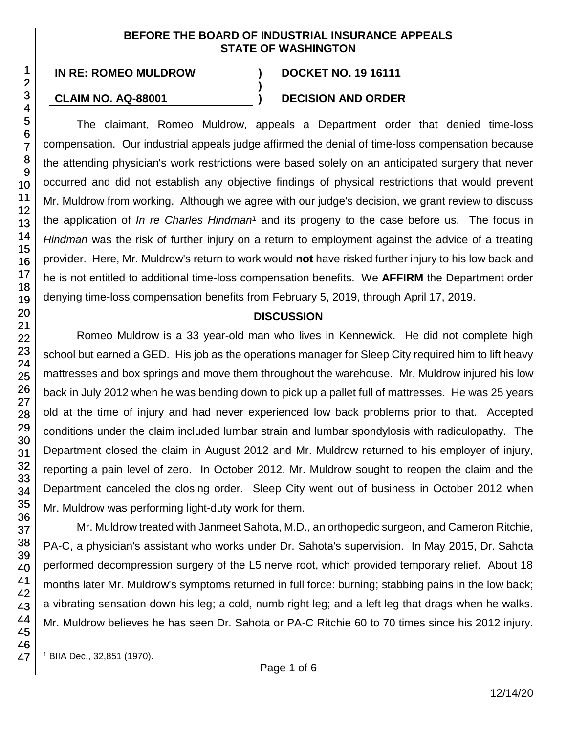**BEFORE THE BOARD OF INDUSTRIAL INSURANCE APPEALS**
**STATE OF WASHINGTON**

| | | |
|---|---|---|
| **IN RE: ROMEO MULDROW** | **)** | **DOCKET NO. 19 16111** |
| | **)** | |
| **CLAIM NO. AQ-88001** | **)** | **DECISION AND ORDER** |

The claimant, Romeo Muldrow, appeals a Department order that denied time-loss compensation. Our industrial appeals judge affirmed the denial of time-loss compensation because the attending physician's work restrictions were based solely on an anticipated surgery that never occurred and did not establish any objective findings of physical restrictions that would prevent Mr. Muldrow from working. Although we agree with our judge's decision, we grant review to discuss the application of *In re Charles Hindman*[1] and its progeny to the case before us. The focus in *Hindman* was the risk of further injury on a return to employment against the advice of a treating provider. Here, Mr. Muldrow's return to work would **not** have risked further injury to his low back and he is not entitled to additional time-loss compensation benefits. We **AFFIRM** the Department order denying time-loss compensation benefits from February 5, 2019, through April 17, 2019.

## DISCUSSION

Romeo Muldrow is a 33 year-old man who lives in Kennewick. He did not complete high school but earned a GED. His job as the operations manager for Sleep City required him to lift heavy mattresses and box springs and move them throughout the warehouse. Mr. Muldrow injured his low back in July 2012 when he was bending down to pick up a pallet full of mattresses. He was 25 years old at the time of injury and had never experienced low back problems prior to that. Accepted conditions under the claim included lumbar strain and lumbar spondylosis with radiculopathy. The Department closed the claim in August 2012 and Mr. Muldrow returned to his employer of injury, reporting a pain level of zero. In October 2012, Mr. Muldrow sought to reopen the claim and the Department canceled the closing order. Sleep City went out of business in October 2012 when Mr. Muldrow was performing light-duty work for them.

Mr. Muldrow treated with Janmeet Sahota, M.D., an orthopedic surgeon, and Cameron Ritchie, PA-C, a physician's assistant who works under Dr. Sahota's supervision. In May 2015, Dr. Sahota performed decompression surgery of the L5 nerve root, which provided temporary relief. About 18 months later Mr. Muldrow's symptoms returned in full force: burning; stabbing pains in the low back; a vibrating sensation down his leg; a cold, numb right leg; and a left leg that drags when he walks. Mr. Muldrow believes he has seen Dr. Sahota or PA-C Ritchie 60 to 70 times since his 2012 injury.

[1] BIIA Dec., 32,851 (1970).

12/14/20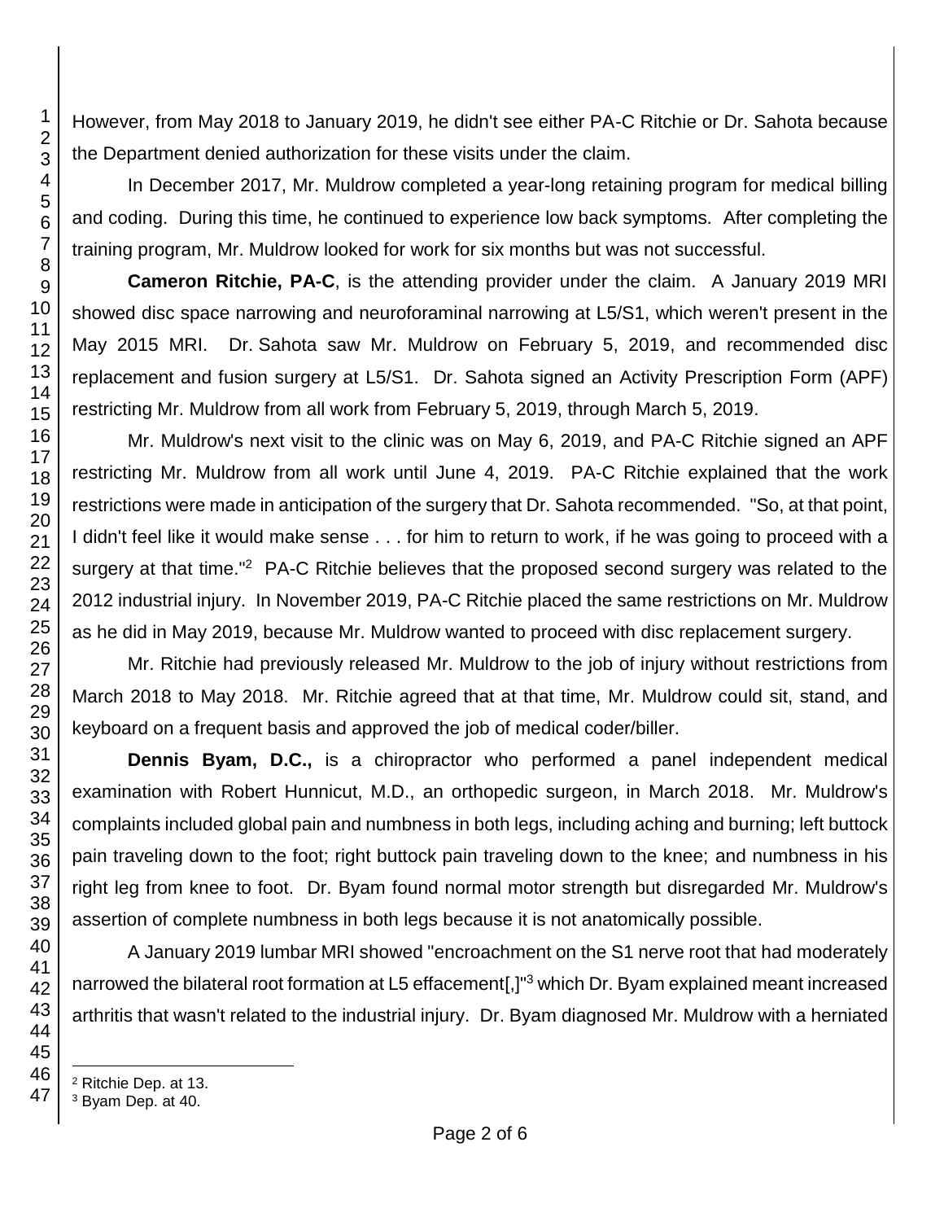However, from May 2018 to January 2019, he didn't see either PA-C Ritchie or Dr. Sahota because the Department denied authorization for these visits under the claim.

In December 2017, Mr. Muldrow completed a year-long retaining program for medical billing and coding. During this time, he continued to experience low back symptoms. After completing the training program, Mr. Muldrow looked for work for six months but was not successful.

**Cameron Ritchie, PA-C**, is the attending provider under the claim. A January 2019 MRI showed disc space narrowing and neuroforaminal narrowing at L5/S1, which weren't present in the May 2015 MRI. Dr. Sahota saw Mr. Muldrow on February 5, 2019, and recommended disc replacement and fusion surgery at L5/S1. Dr. Sahota signed an Activity Prescription Form (APF) restricting Mr. Muldrow from all work from February 5, 2019, through March 5, 2019.

Mr. Muldrow's next visit to the clinic was on May 6, 2019, and PA-C Ritchie signed an APF restricting Mr. Muldrow from all work until June 4, 2019. PA-C Ritchie explained that the work restrictions were made in anticipation of the surgery that Dr. Sahota recommended. "So, at that point, I didn't feel like it would make sense . . . for him to return to work, if he was going to proceed with a surgery at that time."[2] PA-C Ritchie believes that the proposed second surgery was related to the 2012 industrial injury. In November 2019, PA-C Ritchie placed the same restrictions on Mr. Muldrow as he did in May 2019, because Mr. Muldrow wanted to proceed with disc replacement surgery.

Mr. Ritchie had previously released Mr. Muldrow to the job of injury without restrictions from March 2018 to May 2018. Mr. Ritchie agreed that at that time, Mr. Muldrow could sit, stand, and keyboard on a frequent basis and approved the job of medical coder/biller.

**Dennis Byam, D.C.,** is a chiropractor who performed a panel independent medical examination with Robert Hunnicut, M.D., an orthopedic surgeon, in March 2018. Mr. Muldrow's complaints included global pain and numbness in both legs, including aching and burning; left buttock pain traveling down to the foot; right buttock pain traveling down to the knee; and numbness in his right leg from knee to foot. Dr. Byam found normal motor strength but disregarded Mr. Muldrow's assertion of complete numbness in both legs because it is not anatomically possible.

A January 2019 lumbar MRI showed "encroachment on the S1 nerve root that had moderately narrowed the bilateral root formation at L5 effacement[,]"[3] which Dr. Byam explained meant increased arthritis that wasn't related to the industrial injury. Dr. Byam diagnosed Mr. Muldrow with a herniated

---

[2] Ritchie Dep. at 13.

[3] Byam Dep. at 40.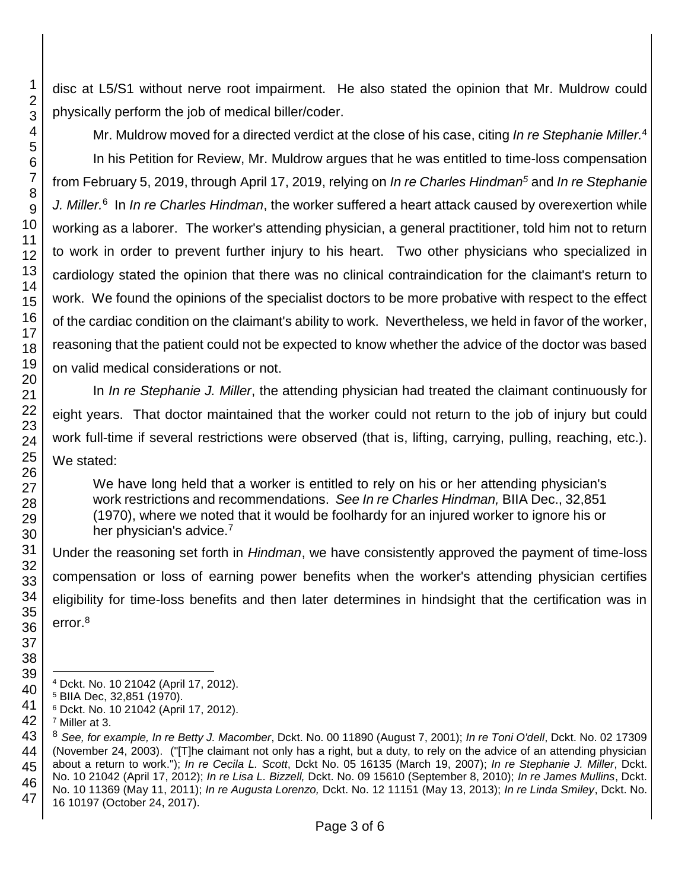disc at L5/S1 without nerve root impairment. He also stated the opinion that Mr. Muldrow could physically perform the job of medical biller/coder.

Mr. Muldrow moved for a directed verdict at the close of his case, citing *In re Stephanie Miller.*[4]

In his Petition for Review, Mr. Muldrow argues that he was entitled to time-loss compensation from February 5, 2019, through April 17, 2019, relying on *In re Charles Hindman*[5] and *In re Stephanie J. Miller.*[6] In *In re Charles Hindman*, the worker suffered a heart attack caused by overexertion while working as a laborer. The worker's attending physician, a general practitioner, told him not to return to work in order to prevent further injury to his heart. Two other physicians who specialized in cardiology stated the opinion that there was no clinical contraindication for the claimant's return to work. We found the opinions of the specialist doctors to be more probative with respect to the effect of the cardiac condition on the claimant's ability to work. Nevertheless, we held in favor of the worker, reasoning that the patient could not be expected to know whether the advice of the doctor was based on valid medical considerations or not.

In *In re Stephanie J. Miller*, the attending physician had treated the claimant continuously for eight years. That doctor maintained that the worker could not return to the job of injury but could work full-time if several restrictions were observed (that is, lifting, carrying, pulling, reaching, etc.). We stated:

> We have long held that a worker is entitled to rely on his or her attending physician's work restrictions and recommendations. *See In re Charles Hindman,* BIIA Dec., 32,851 (1970), where we noted that it would be foolhardy for an injured worker to ignore his or her physician's advice.[7]

Under the reasoning set forth in *Hindman*, we have consistently approved the payment of time-loss compensation or loss of earning power benefits when the worker's attending physician certifies eligibility for time-loss benefits and then later determines in hindsight that the certification was in error.[8]

---

[4] Dckt. No. 10 21042 (April 17, 2012).

[5] BIIA Dec, 32,851 (1970).

[6] Dckt. No. 10 21042 (April 17, 2012).

[7] Miller at 3.

[8] *See, for example, In re Betty J. Macomber*, Dckt. No. 00 11890 (August 7, 2001); *In re Toni O'dell*, Dckt. No. 02 17309 (November 24, 2003). ("[T]he claimant not only has a right, but a duty, to rely on the advice of an attending physician about a return to work."); *In re Cecila L. Scott*, Dckt No. 05 16135 (March 19, 2007); *In re Stephanie J. Miller*, Dckt. No. 10 21042 (April 17, 2012); *In re Lisa L. Bizzell,* Dckt. No. 09 15610 (September 8, 2010); *In re James Mullins*, Dckt. No. 10 11369 (May 11, 2011); *In re Augusta Lorenzo,* Dckt. No. 12 11151 (May 13, 2013); *In re Linda Smiley*, Dckt. No. 16 10197 (October 24, 2017).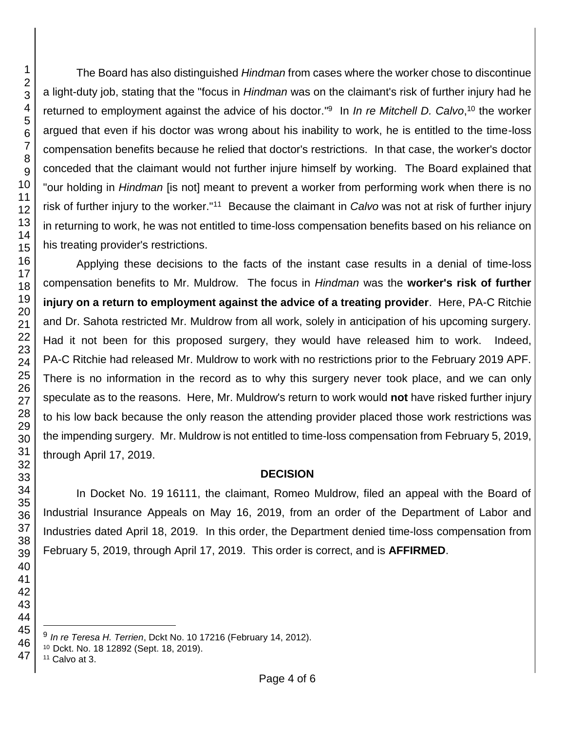The Board has also distinguished *Hindman* from cases where the worker chose to discontinue a light-duty job, stating that the "focus in *Hindman* was on the claimant's risk of further injury had he returned to employment against the advice of his doctor."[9] In *In re Mitchell D. Calvo*,[10] the worker argued that even if his doctor was wrong about his inability to work, he is entitled to the time-loss compensation benefits because he relied that doctor's restrictions. In that case, the worker's doctor conceded that the claimant would not further injure himself by working. The Board explained that "our holding in *Hindman* [is not] meant to prevent a worker from performing work when there is no risk of further injury to the worker."[11] Because the claimant in *Calvo* was not at risk of further injury in returning to work, he was not entitled to time-loss compensation benefits based on his reliance on his treating provider's restrictions.

Applying these decisions to the facts of the instant case results in a denial of time-loss compensation benefits to Mr. Muldrow. The focus in *Hindman* was the **worker's risk of further injury on a return to employment against the advice of a treating provider**. Here, PA-C Ritchie and Dr. Sahota restricted Mr. Muldrow from all work, solely in anticipation of his upcoming surgery. Had it not been for this proposed surgery, they would have released him to work. Indeed, PA-C Ritchie had released Mr. Muldrow to work with no restrictions prior to the February 2019 APF. There is no information in the record as to why this surgery never took place, and we can only speculate as to the reasons. Here, Mr. Muldrow's return to work would **not** have risked further injury to his low back because the only reason the attending provider placed those work restrictions was the impending surgery. Mr. Muldrow is not entitled to time-loss compensation from February 5, 2019, through April 17, 2019.

## DECISION

In Docket No. 19 16111, the claimant, Romeo Muldrow, filed an appeal with the Board of Industrial Insurance Appeals on May 16, 2019, from an order of the Department of Labor and Industries dated April 18, 2019. In this order, the Department denied time-loss compensation from February 5, 2019, through April 17, 2019. This order is correct, and is **AFFIRMED**.

---

[9] *In re Teresa H. Terrien*, Dckt No. 10 17216 (February 14, 2012).

[10] Dckt. No. 18 12892 (Sept. 18, 2019).

[11] Calvo at 3.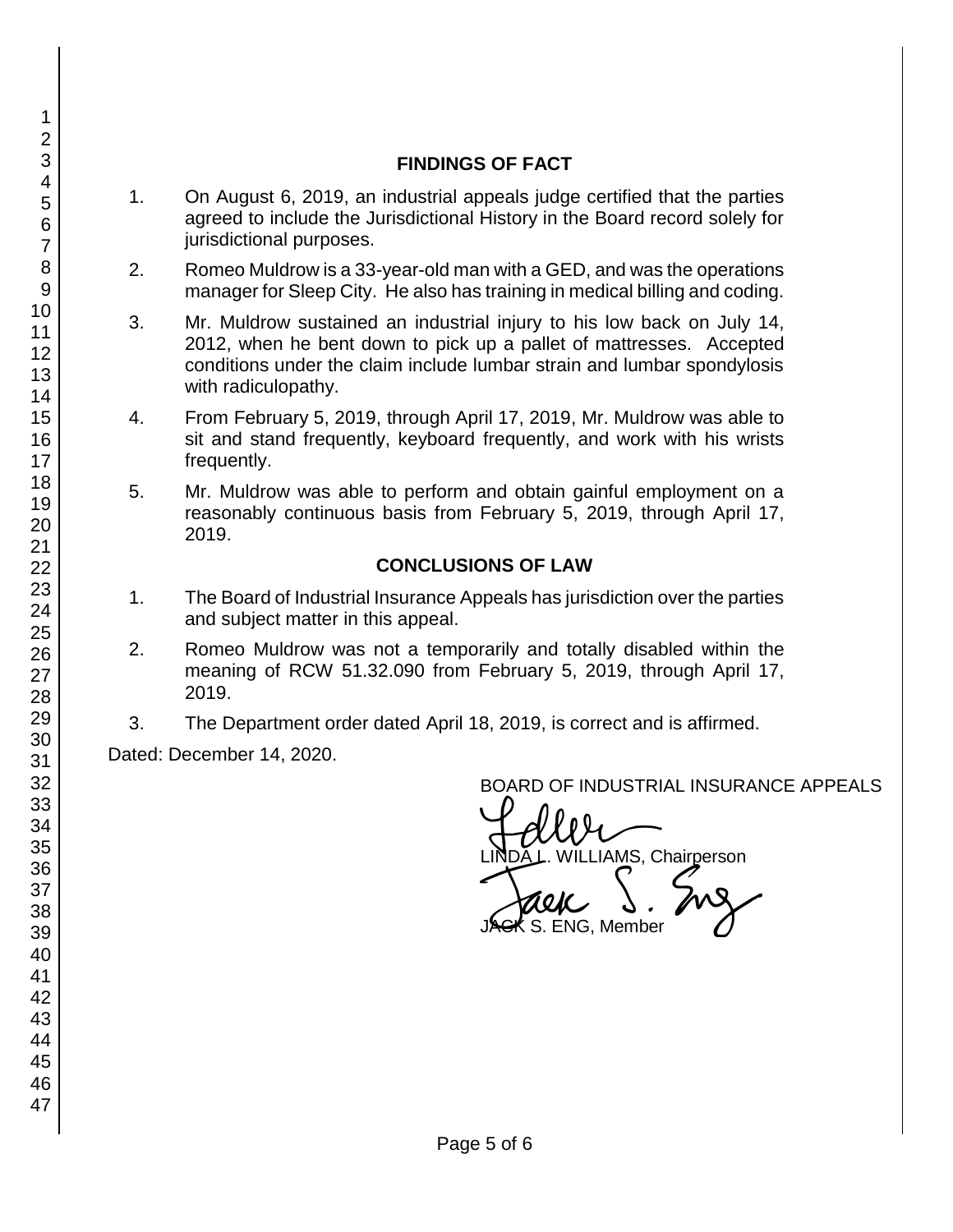## FINDINGS OF FACT

1. On August 6, 2019, an industrial appeals judge certified that the parties agreed to include the Jurisdictional History in the Board record solely for jurisdictional purposes.
2. Romeo Muldrow is a 33-year-old man with a GED, and was the operations manager for Sleep City. He also has training in medical billing and coding.
3. Mr. Muldrow sustained an industrial injury to his low back on July 14, 2012, when he bent down to pick up a pallet of mattresses. Accepted conditions under the claim include lumbar strain and lumbar spondylosis with radiculopathy.
4. From February 5, 2019, through April 17, 2019, Mr. Muldrow was able to sit and stand frequently, keyboard frequently, and work with his wrists frequently.
5. Mr. Muldrow was able to perform and obtain gainful employment on a reasonably continuous basis from February 5, 2019, through April 17, 2019.

## CONCLUSIONS OF LAW

1. The Board of Industrial Insurance Appeals has jurisdiction over the parties and subject matter in this appeal.
2. Romeo Muldrow was not a temporarily and totally disabled within the meaning of RCW 51.32.090 from February 5, 2019, through April 17, 2019.
3. The Department order dated April 18, 2019, is correct and is affirmed.

Dated: December 14, 2020.

BOARD OF INDUSTRIAL INSURANCE APPEALS

LINDA L. WILLIAMS, Chairperson

JACK S. ENG, Member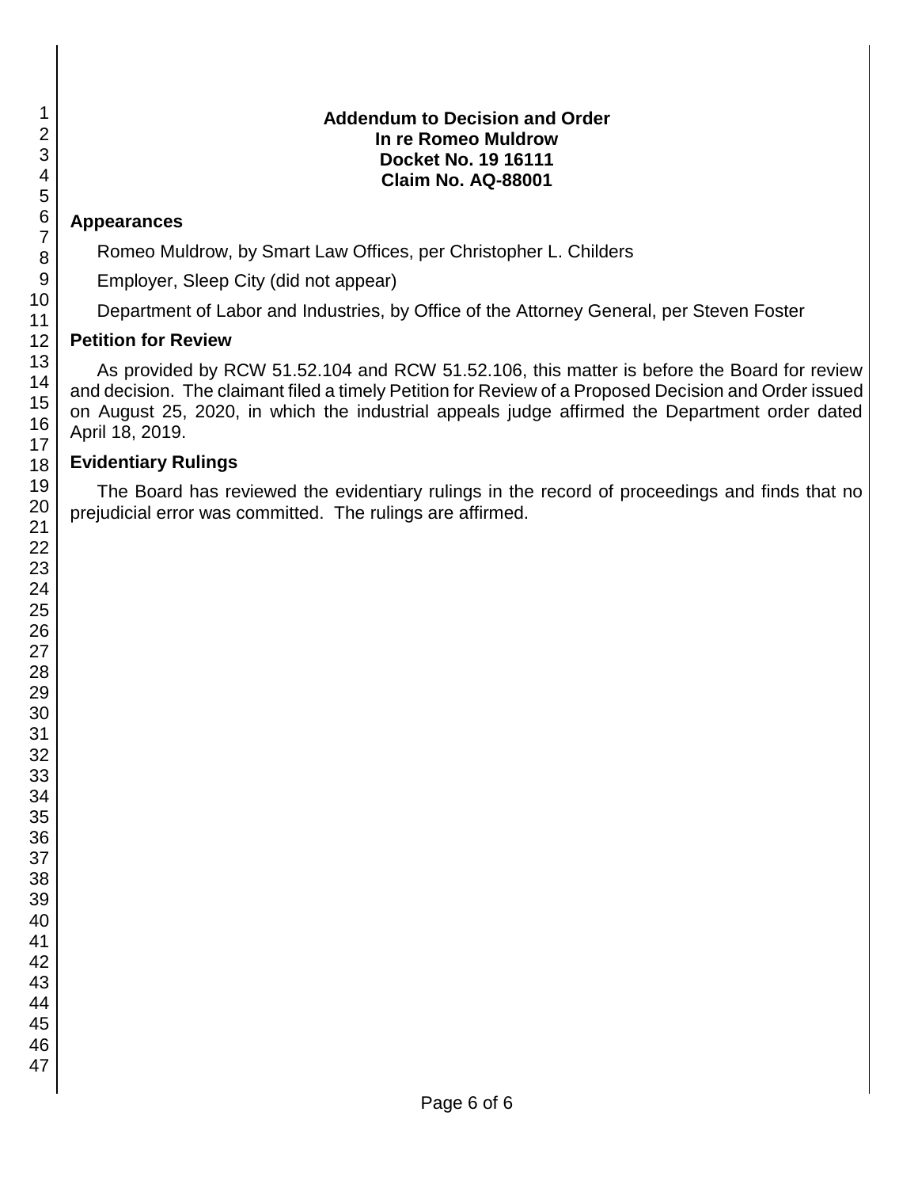**Addendum to Decision and Order**
**In re Romeo Muldrow**
**Docket No. 19 16111**
**Claim No. AQ-88001**

## Appearances

Romeo Muldrow, by Smart Law Offices, per Christopher L. Childers

Employer, Sleep City (did not appear)

Department of Labor and Industries, by Office of the Attorney General, per Steven Foster

## Petition for Review

As provided by RCW 51.52.104 and RCW 51.52.106, this matter is before the Board for review and decision. The claimant filed a timely Petition for Review of a Proposed Decision and Order issued on August 25, 2020, in which the industrial appeals judge affirmed the Department order dated April 18, 2019.

## Evidentiary Rulings

The Board has reviewed the evidentiary rulings in the record of proceedings and finds that no prejudicial error was committed. The rulings are affirmed.